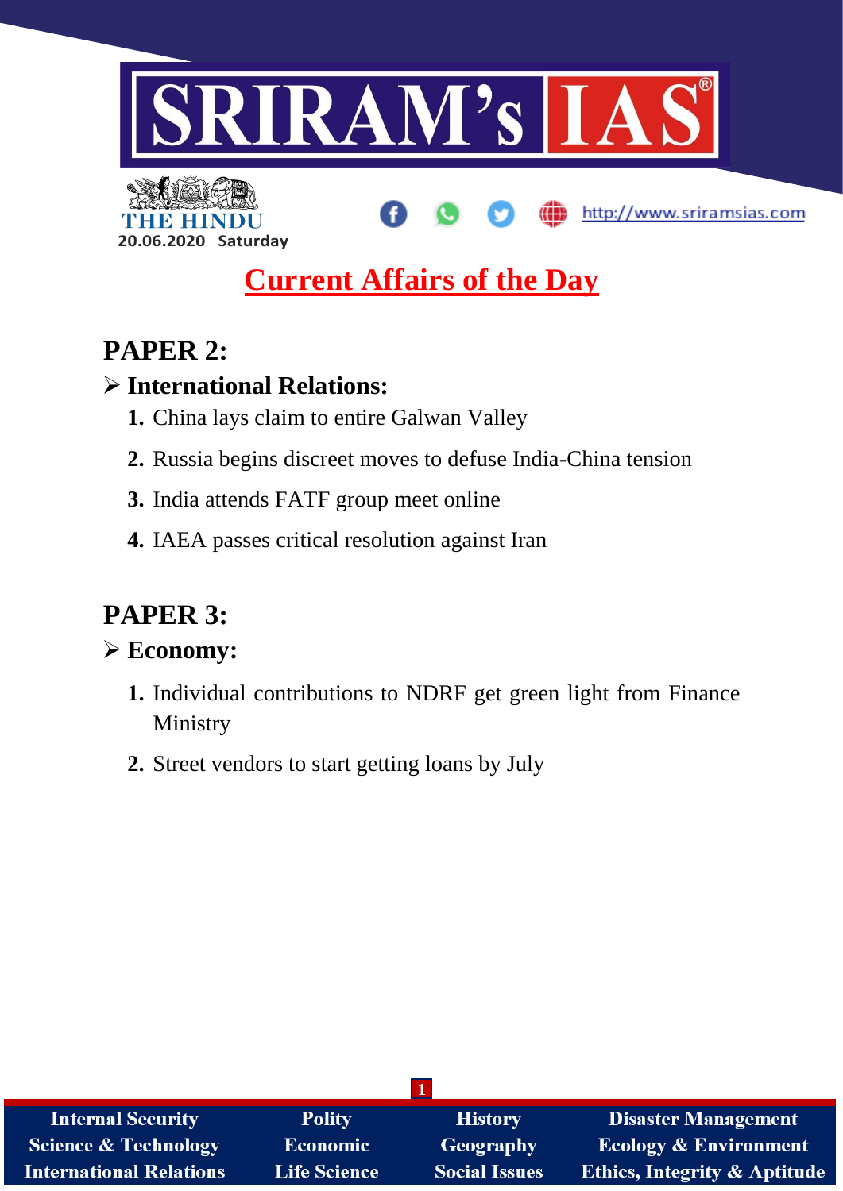# SRIRAM's IAS

THE HINDU

20.06.2020 Saturday

http://www.sriramsias.com

## Current Affairs of the Day

## PAPER 2:

### ➢ International Relations:

1. China lays claim to entire Galwan Valley
2. Russia begins discreet moves to defuse India-China tension
3. India attends FATF group meet online
4. IAEA passes critical resolution against Iran

## PAPER 3:

### ➢ Economy:

1. Individual contributions to NDRF get green light from Finance Ministry
2. Street vendors to start getting loans by July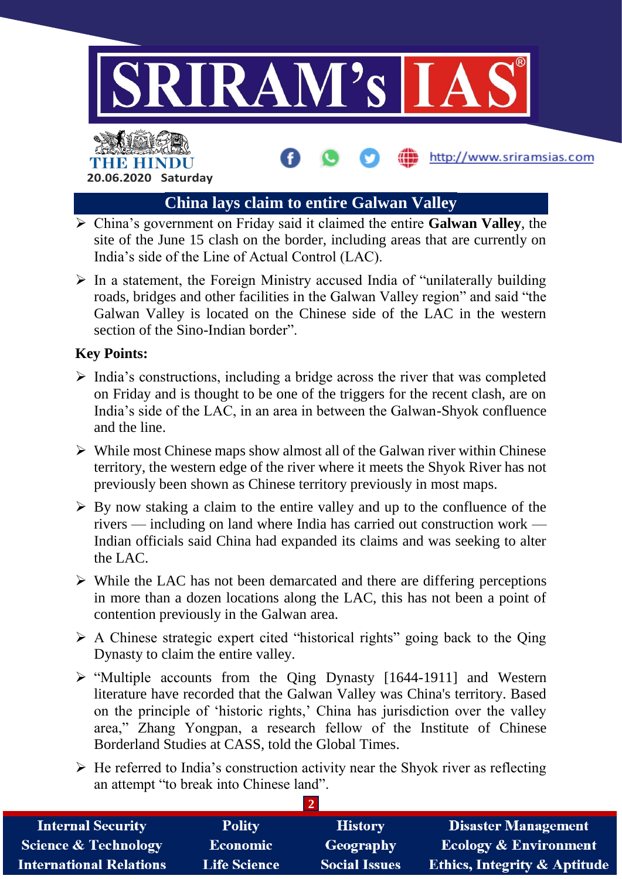## China lays claim to entire Galwan Valley

- China's government on Friday said it claimed the entire **Galwan Valley**, the site of the June 15 clash on the border, including areas that are currently on India's side of the Line of Actual Control (LAC).
- In a statement, the Foreign Ministry accused India of "unilaterally building roads, bridges and other facilities in the Galwan Valley region" and said "the Galwan Valley is located on the Chinese side of the LAC in the western section of the Sino-Indian border".

**Key Points:**

- India's constructions, including a bridge across the river that was completed on Friday and is thought to be one of the triggers for the recent clash, are on India's side of the LAC, in an area in between the Galwan-Shyok confluence and the line.
- While most Chinese maps show almost all of the Galwan river within Chinese territory, the western edge of the river where it meets the Shyok River has not previously been shown as Chinese territory previously in most maps.
- By now staking a claim to the entire valley and up to the confluence of the rivers — including on land where India has carried out construction work — Indian officials said China had expanded its claims and was seeking to alter the LAC.
- While the LAC has not been demarcated and there are differing perceptions in more than a dozen locations along the LAC, this has not been a point of contention previously in the Galwan area.
- A Chinese strategic expert cited "historical rights" going back to the Qing Dynasty to claim the entire valley.
- "Multiple accounts from the Qing Dynasty [1644-1911] and Western literature have recorded that the Galwan Valley was China's territory. Based on the principle of 'historic rights,' China has jurisdiction over the valley area," Zhang Yongpan, a research fellow of the Institute of Chinese Borderland Studies at CASS, told the Global Times.
- He referred to India's construction activity near the Shyok river as reflecting an attempt "to break into Chinese land".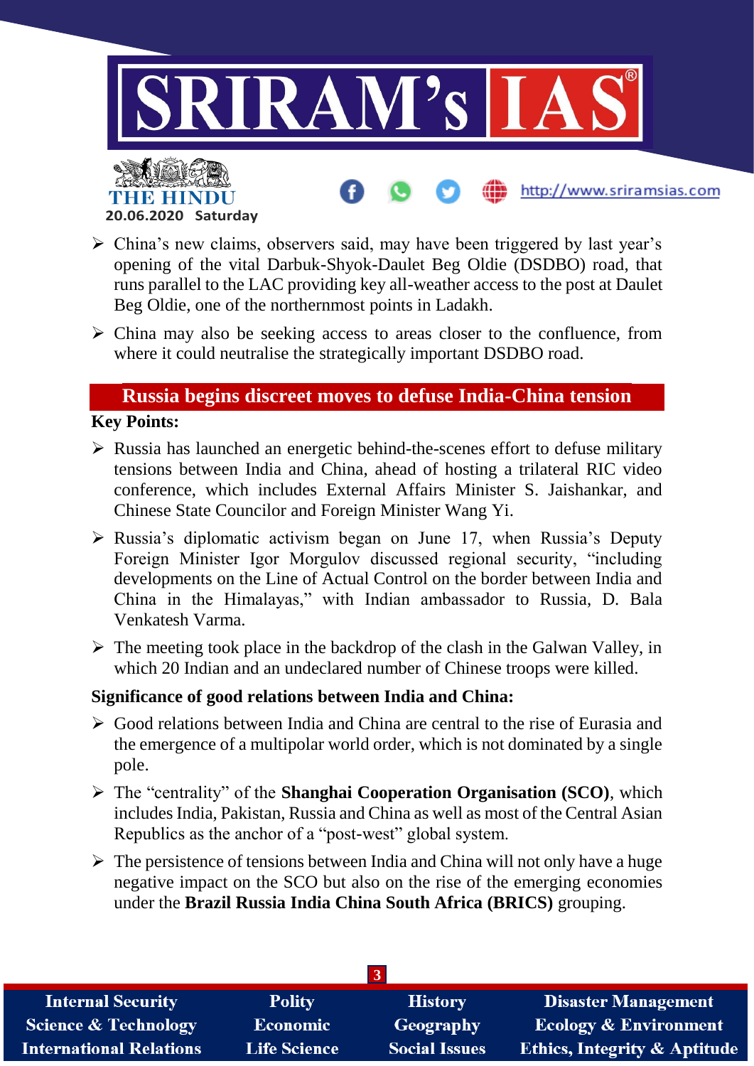- China's new claims, observers said, may have been triggered by last year's opening of the vital Darbuk-Shyok-Daulet Beg Oldie (DSDBO) road, that runs parallel to the LAC providing key all-weather access to the post at Daulet Beg Oldie, one of the northernmost points in Ladakh.
- China may also be seeking access to areas closer to the confluence, from where it could neutralise the strategically important DSDBO road.

## Russia begins discreet moves to defuse India-China tension

**Key Points:**

- Russia has launched an energetic behind-the-scenes effort to defuse military tensions between India and China, ahead of hosting a trilateral RIC video conference, which includes External Affairs Minister S. Jaishankar, and Chinese State Councilor and Foreign Minister Wang Yi.
- Russia's diplomatic activism began on June 17, when Russia's Deputy Foreign Minister Igor Morgulov discussed regional security, "including developments on the Line of Actual Control on the border between India and China in the Himalayas," with Indian ambassador to Russia, D. Bala Venkatesh Varma.
- The meeting took place in the backdrop of the clash in the Galwan Valley, in which 20 Indian and an undeclared number of Chinese troops were killed.

**Significance of good relations between India and China:**

- Good relations between India and China are central to the rise of Eurasia and the emergence of a multipolar world order, which is not dominated by a single pole.
- The "centrality" of the **Shanghai Cooperation Organisation (SCO)**, which includes India, Pakistan, Russia and China as well as most of the Central Asian Republics as the anchor of a "post-west" global system.
- The persistence of tensions between India and China will not only have a huge negative impact on the SCO but also on the rise of the emerging economies under the **Brazil Russia India China South Africa (BRICS)** grouping.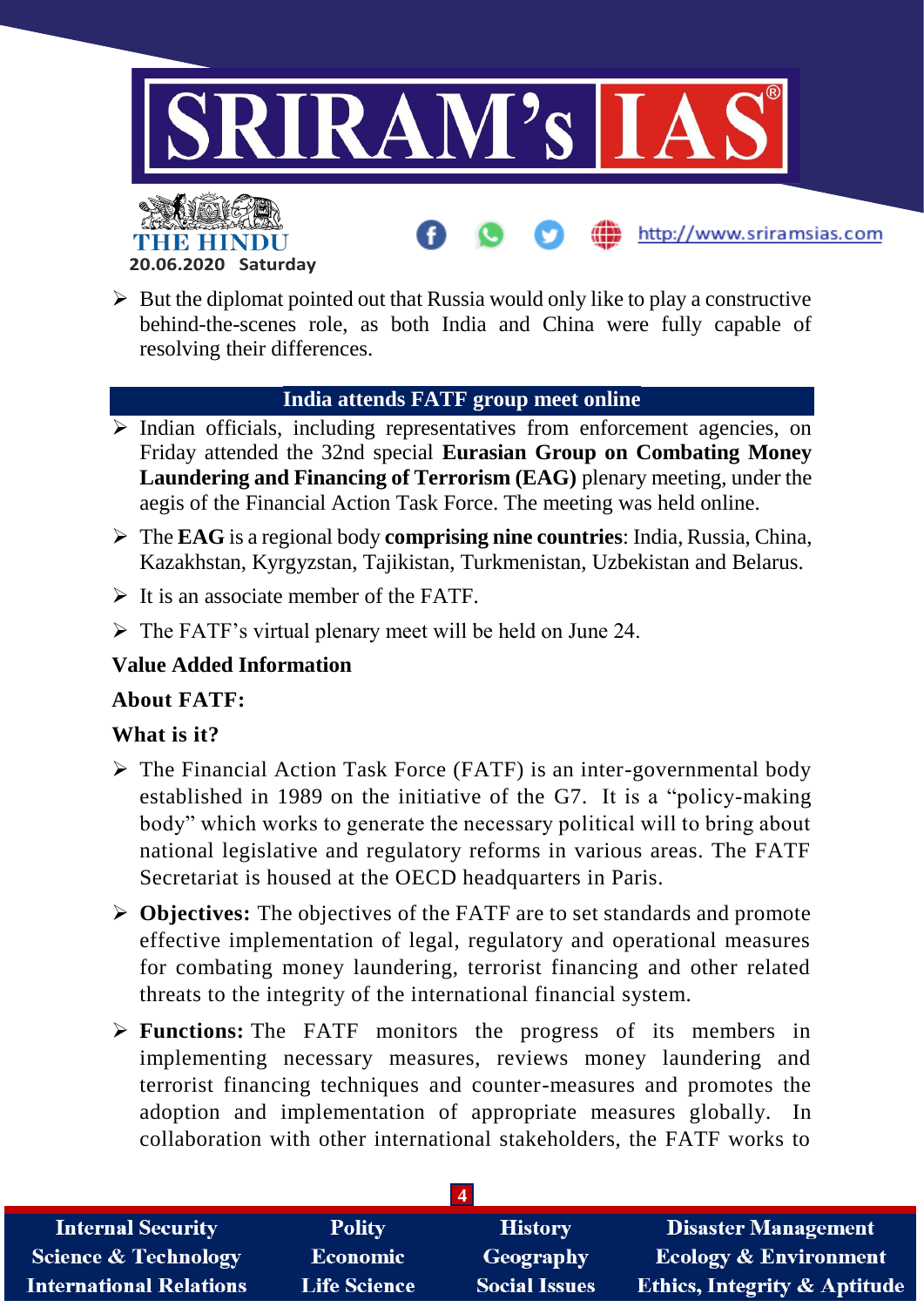- But the diplomat pointed out that Russia would only like to play a constructive behind-the-scenes role, as both India and China were fully capable of resolving their differences.

## India attends FATF group meet online

- Indian officials, including representatives from enforcement agencies, on Friday attended the 32nd special **Eurasian Group on Combating Money Laundering and Financing of Terrorism (EAG)** plenary meeting, under the aegis of the Financial Action Task Force. The meeting was held online.
- The **EAG** is a regional body **comprising nine countries**: India, Russia, China, Kazakhstan, Kyrgyzstan, Tajikistan, Turkmenistan, Uzbekistan and Belarus.
- It is an associate member of the FATF.
- The FATF's virtual plenary meet will be held on June 24.

**Value Added Information**

**About FATF:**

**What is it?**

- The Financial Action Task Force (FATF) is an inter-governmental body established in 1989 on the initiative of the G7. It is a "policy-making body" which works to generate the necessary political will to bring about national legislative and regulatory reforms in various areas. The FATF Secretariat is housed at the OECD headquarters in Paris.
- **Objectives:** The objectives of the FATF are to set standards and promote effective implementation of legal, regulatory and operational measures for combating money laundering, terrorist financing and other related threats to the integrity of the international financial system.
- **Functions:** The FATF monitors the progress of its members in implementing necessary measures, reviews money laundering and terrorist financing techniques and counter-measures and promotes the adoption and implementation of appropriate measures globally. In collaboration with other international stakeholders, the FATF works to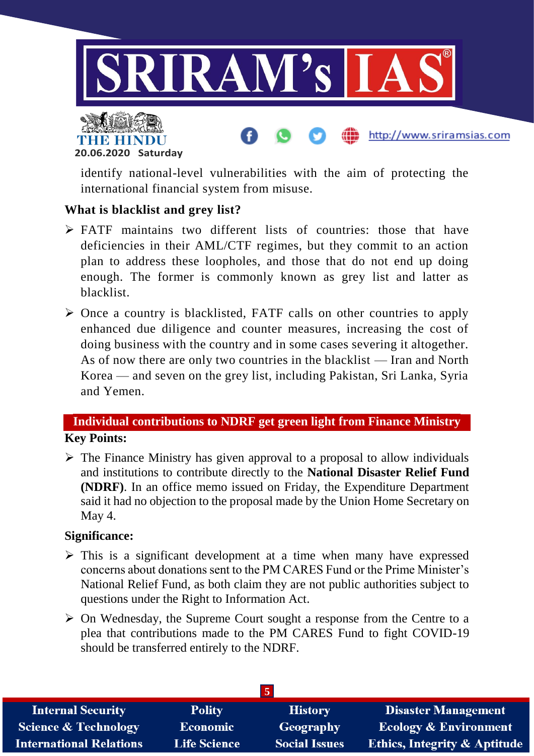identify national-level vulnerabilities with the aim of protecting the international financial system from misuse.

**What is blacklist and grey list?**

- FATF maintains two different lists of countries: those that have deficiencies in their AML/CTF regimes, but they commit to an action plan to address these loopholes, and those that do not end up doing enough. The former is commonly known as grey list and latter as blacklist.
- Once a country is blacklisted, FATF calls on other countries to apply enhanced due diligence and counter measures, increasing the cost of doing business with the country and in some cases severing it altogether. As of now there are only two countries in the blacklist — Iran and North Korea — and seven on the grey list, including Pakistan, Sri Lanka, Syria and Yemen.

## Individual contributions to NDRF get green light from Finance Ministry

**Key Points:**

- The Finance Ministry has given approval to a proposal to allow individuals and institutions to contribute directly to the **National Disaster Relief Fund (NDRF)**. In an office memo issued on Friday, the Expenditure Department said it had no objection to the proposal made by the Union Home Secretary on May 4.

**Significance:**

- This is a significant development at a time when many have expressed concerns about donations sent to the PM CARES Fund or the Prime Minister's National Relief Fund, as both claim they are not public authorities subject to questions under the Right to Information Act.
- On Wednesday, the Supreme Court sought a response from the Centre to a plea that contributions made to the PM CARES Fund to fight COVID-19 should be transferred entirely to the NDRF.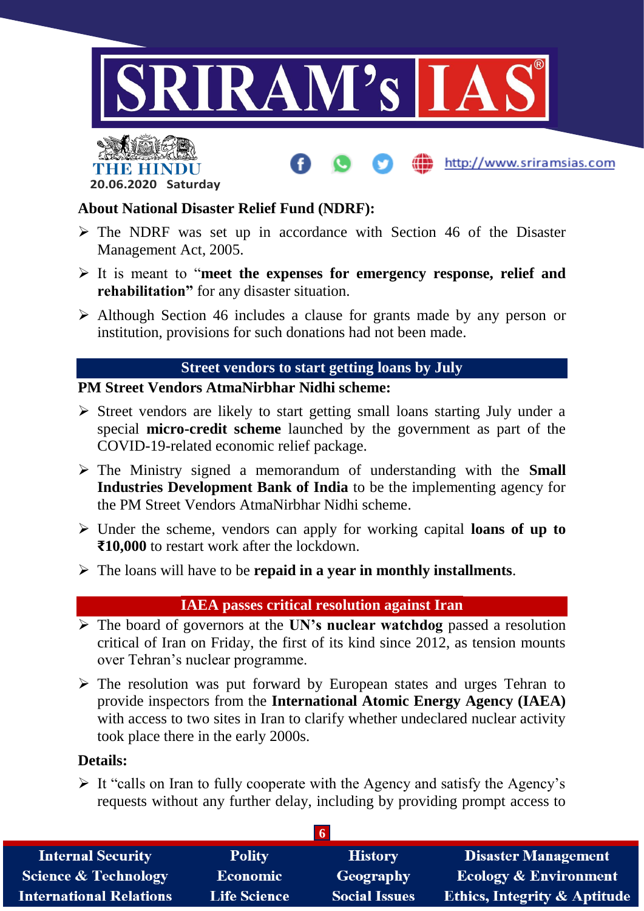**About National Disaster Relief Fund (NDRF):**

- The NDRF was set up in accordance with Section 46 of the Disaster Management Act, 2005.
- It is meant to "**meet the expenses for emergency response, relief and rehabilitation"** for any disaster situation.
- Although Section 46 includes a clause for grants made by any person or institution, provisions for such donations had not been made.

## Street vendors to start getting loans by July

**PM Street Vendors AtmaNirbhar Nidhi scheme:**

- Street vendors are likely to start getting small loans starting July under a special **micro-credit scheme** launched by the government as part of the COVID-19-related economic relief package.
- The Ministry signed a memorandum of understanding with the **Small Industries Development Bank of India** to be the implementing agency for the PM Street Vendors AtmaNirbhar Nidhi scheme.
- Under the scheme, vendors can apply for working capital **loans of up to ₹10,000** to restart work after the lockdown.
- The loans will have to be **repaid in a year in monthly installments**.

## IAEA passes critical resolution against Iran

- The board of governors at the **UN's nuclear watchdog** passed a resolution critical of Iran on Friday, the first of its kind since 2012, as tension mounts over Tehran's nuclear programme.
- The resolution was put forward by European states and urges Tehran to provide inspectors from the **International Atomic Energy Agency (IAEA)** with access to two sites in Iran to clarify whether undeclared nuclear activity took place there in the early 2000s.

**Details:**

- It "calls on Iran to fully cooperate with the Agency and satisfy the Agency's requests without any further delay, including by providing prompt access to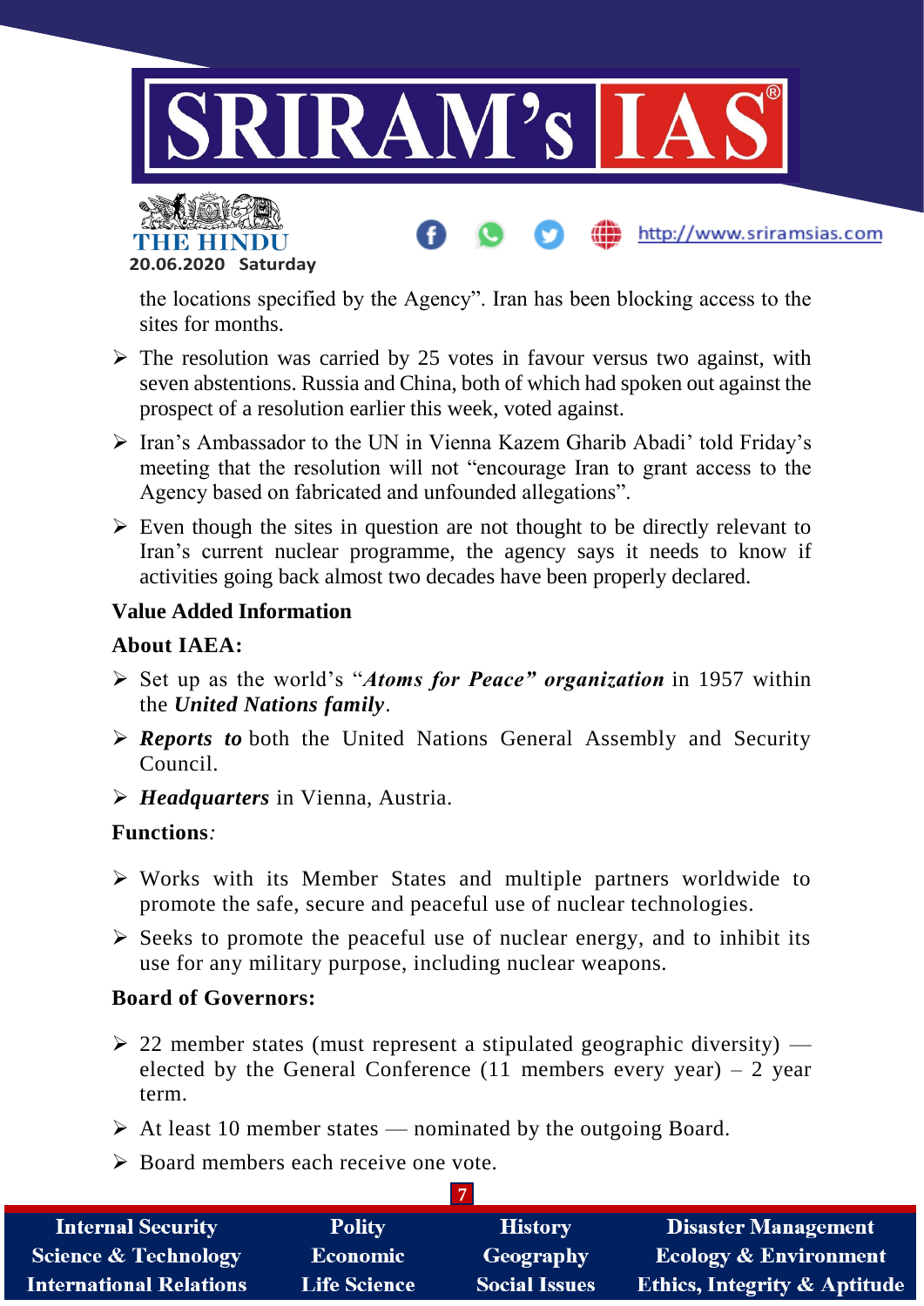the locations specified by the Agency". Iran has been blocking access to the sites for months.

- The resolution was carried by 25 votes in favour versus two against, with seven abstentions. Russia and China, both of which had spoken out against the prospect of a resolution earlier this week, voted against.
- Iran's Ambassador to the UN in Vienna Kazem Gharib Abadi' told Friday's meeting that the resolution will not "encourage Iran to grant access to the Agency based on fabricated and unfounded allegations".
- Even though the sites in question are not thought to be directly relevant to Iran's current nuclear programme, the agency says it needs to know if activities going back almost two decades have been properly declared.

**Value Added Information**

**About IAEA:**

- Set up as the world's "***Atoms for Peace" organization*** in 1957 within the ***United Nations family***.
- ***Reports to*** both the United Nations General Assembly and Security Council.
- ***Headquarters*** in Vienna, Austria.

**Functions***:*

- Works with its Member States and multiple partners worldwide to promote the safe, secure and peaceful use of nuclear technologies.
- Seeks to promote the peaceful use of nuclear energy, and to inhibit its use for any military purpose, including nuclear weapons.

**Board of Governors:**

- 22 member states (must represent a stipulated geographic diversity) — elected by the General Conference (11 members every year) – 2 year term.
- At least 10 member states — nominated by the outgoing Board.
- Board members each receive one vote.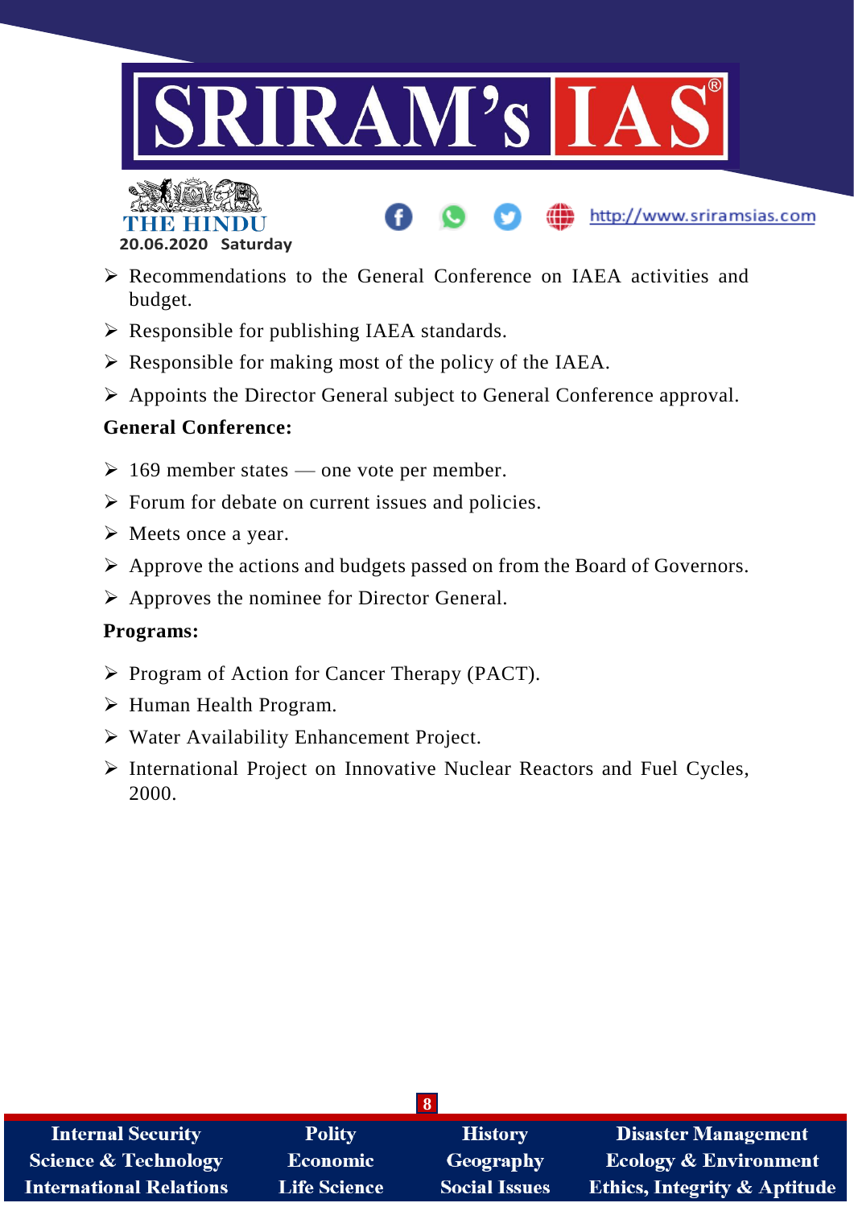- Recommendations to the General Conference on IAEA activities and budget.
- Responsible for publishing IAEA standards.
- Responsible for making most of the policy of the IAEA.
- Appoints the Director General subject to General Conference approval.

**General Conference:**

- 169 member states — one vote per member.
- Forum for debate on current issues and policies.
- Meets once a year.
- Approve the actions and budgets passed on from the Board of Governors.
- Approves the nominee for Director General.

**Programs:**

- Program of Action for Cancer Therapy (PACT).
- Human Health Program.
- Water Availability Enhancement Project.
- International Project on Innovative Nuclear Reactors and Fuel Cycles, 2000.